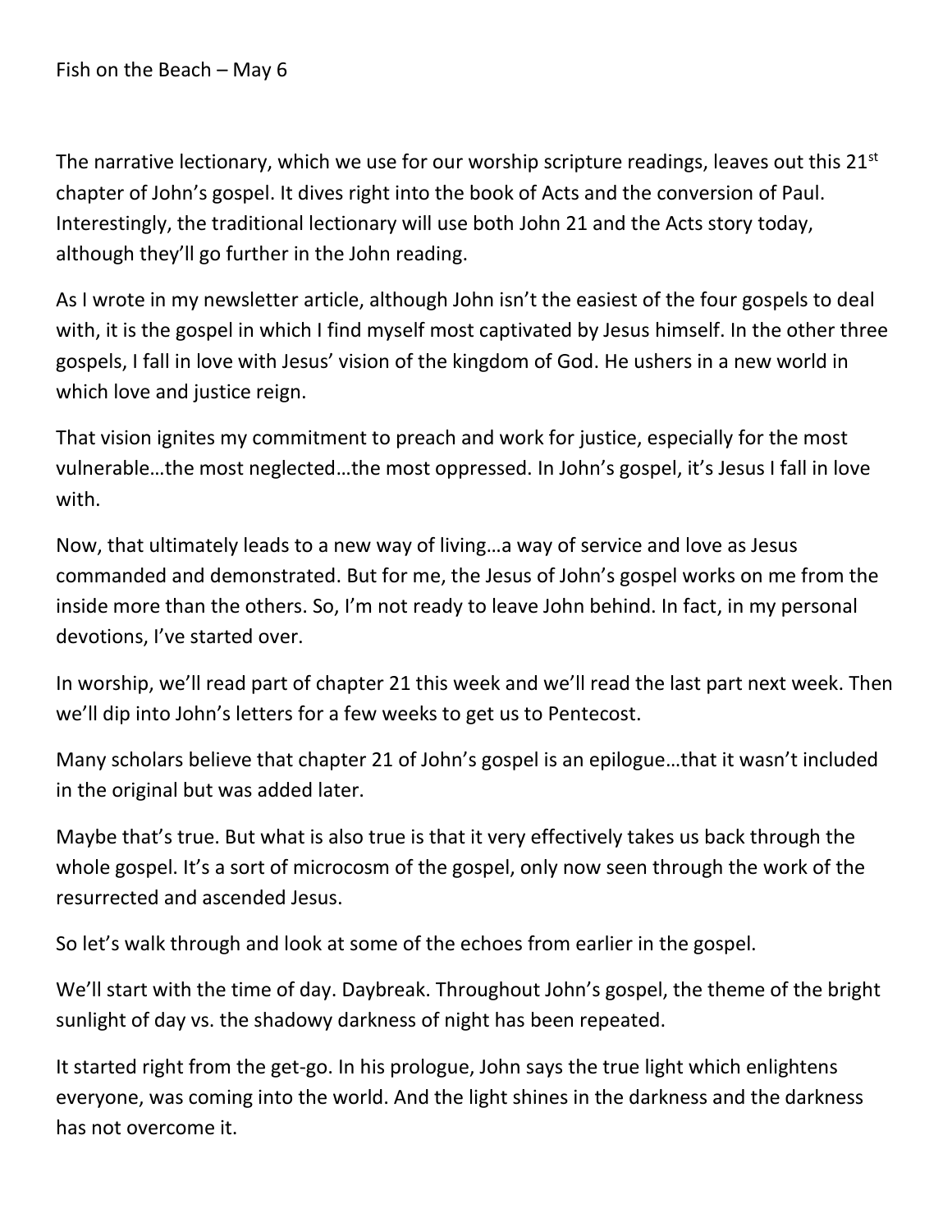Fish on the Beach – May 6

The narrative lectionary, which we use for our worship scripture readings, leaves out this 21st chapter of John's gospel. It dives right into the book of Acts and the conversion of Paul. Interestingly, the traditional lectionary will use both John 21 and the Acts story today, although they'll go further in the John reading.

As I wrote in my newsletter article, although John isn't the easiest of the four gospels to deal with, it is the gospel in which I find myself most captivated by Jesus himself. In the other three gospels, I fall in love with Jesus' vision of the kingdom of God. He ushers in a new world in which love and justice reign.

That vision ignites my commitment to preach and work for justice, especially for the most vulnerable…the most neglected…the most oppressed. In John's gospel, it's Jesus I fall in love with.

Now, that ultimately leads to a new way of living…a way of service and love as Jesus commanded and demonstrated. But for me, the Jesus of John's gospel works on me from the inside more than the others. So, I'm not ready to leave John behind. In fact, in my personal devotions, I've started over.

In worship, we'll read part of chapter 21 this week and we'll read the last part next week. Then we'll dip into John's letters for a few weeks to get us to Pentecost.

Many scholars believe that chapter 21 of John's gospel is an epilogue…that it wasn't included in the original but was added later.

Maybe that's true. But what is also true is that it very effectively takes us back through the whole gospel. It's a sort of microcosm of the gospel, only now seen through the work of the resurrected and ascended Jesus.

So let's walk through and look at some of the echoes from earlier in the gospel.

We'll start with the time of day. Daybreak. Throughout John's gospel, the theme of the bright sunlight of day vs. the shadowy darkness of night has been repeated.

It started right from the get-go. In his prologue, John says the true light which enlightens everyone, was coming into the world. And the light shines in the darkness and the darkness has not overcome it.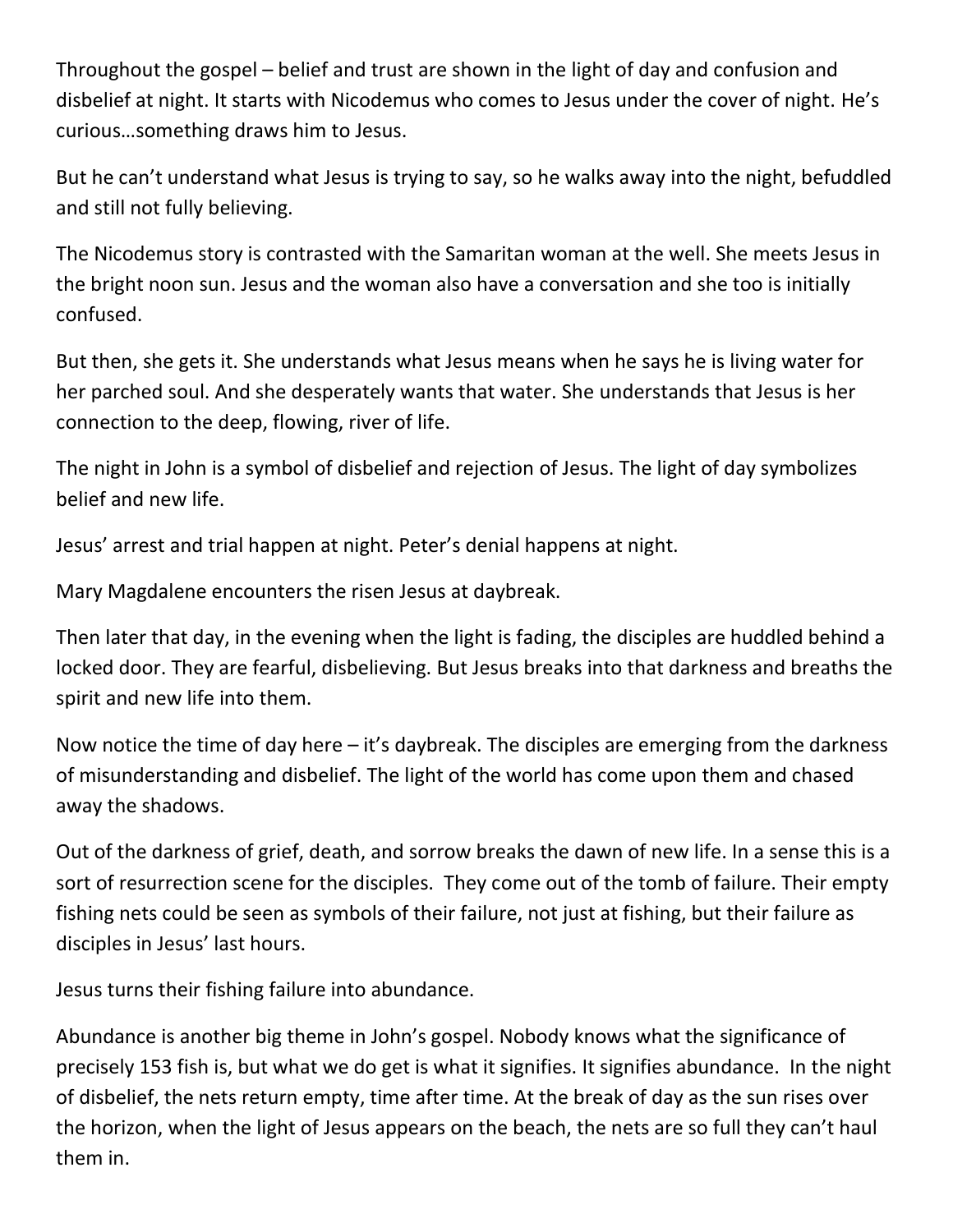Throughout the gospel – belief and trust are shown in the light of day and confusion and disbelief at night. It starts with Nicodemus who comes to Jesus under the cover of night. He's curious…something draws him to Jesus.

But he can't understand what Jesus is trying to say, so he walks away into the night, befuddled and still not fully believing.

The Nicodemus story is contrasted with the Samaritan woman at the well. She meets Jesus in the bright noon sun. Jesus and the woman also have a conversation and she too is initially confused.

But then, she gets it. She understands what Jesus means when he says he is living water for her parched soul. And she desperately wants that water. She understands that Jesus is her connection to the deep, flowing, river of life.

The night in John is a symbol of disbelief and rejection of Jesus. The light of day symbolizes belief and new life.

Jesus' arrest and trial happen at night. Peter's denial happens at night.

Mary Magdalene encounters the risen Jesus at daybreak.

Then later that day, in the evening when the light is fading, the disciples are huddled behind a locked door. They are fearful, disbelieving. But Jesus breaks into that darkness and breaths the spirit and new life into them.

Now notice the time of day here – it's daybreak. The disciples are emerging from the darkness of misunderstanding and disbelief. The light of the world has come upon them and chased away the shadows.

Out of the darkness of grief, death, and sorrow breaks the dawn of new life. In a sense this is a sort of resurrection scene for the disciples. They come out of the tomb of failure. Their empty fishing nets could be seen as symbols of their failure, not just at fishing, but their failure as disciples in Jesus' last hours.

Jesus turns their fishing failure into abundance.

Abundance is another big theme in John's gospel. Nobody knows what the significance of precisely 153 fish is, but what we do get is what it signifies. It signifies abundance. In the night of disbelief, the nets return empty, time after time. At the break of day as the sun rises over the horizon, when the light of Jesus appears on the beach, the nets are so full they can't haul them in.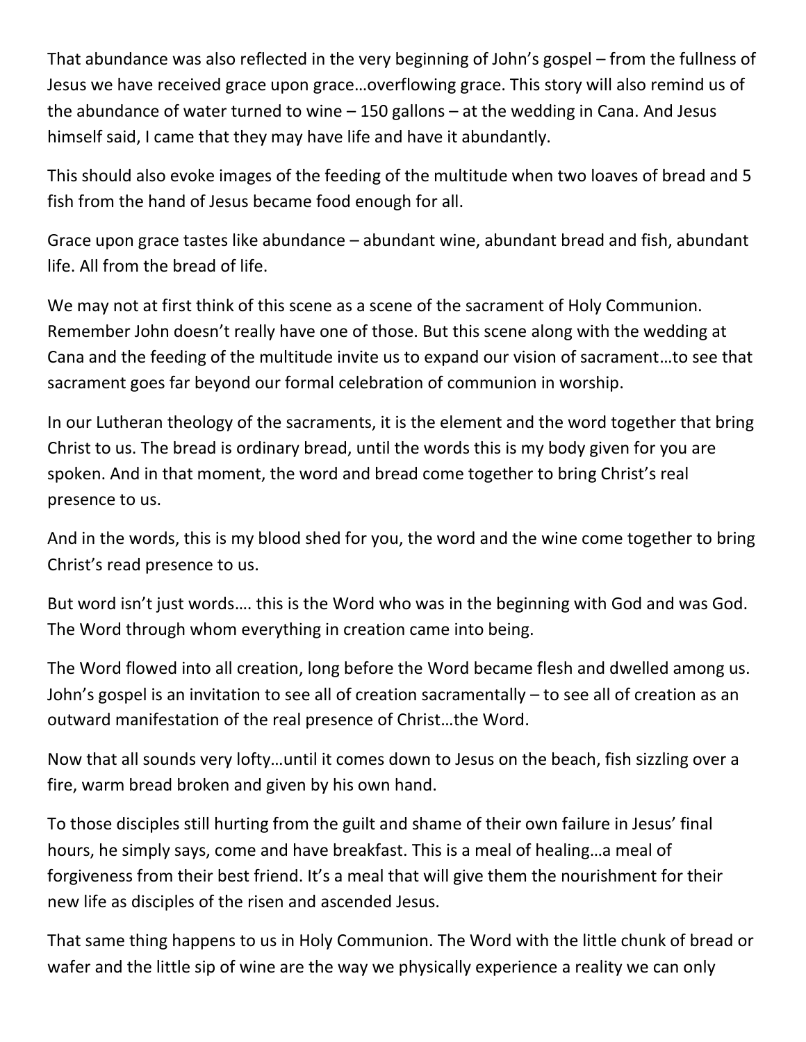That abundance was also reflected in the very beginning of John's gospel – from the fullness of Jesus we have received grace upon grace…overflowing grace. This story will also remind us of the abundance of water turned to wine – 150 gallons – at the wedding in Cana. And Jesus himself said, I came that they may have life and have it abundantly.

This should also evoke images of the feeding of the multitude when two loaves of bread and 5 fish from the hand of Jesus became food enough for all.

Grace upon grace tastes like abundance – abundant wine, abundant bread and fish, abundant life. All from the bread of life.

We may not at first think of this scene as a scene of the sacrament of Holy Communion. Remember John doesn't really have one of those. But this scene along with the wedding at Cana and the feeding of the multitude invite us to expand our vision of sacrament…to see that sacrament goes far beyond our formal celebration of communion in worship.

In our Lutheran theology of the sacraments, it is the element and the word together that bring Christ to us. The bread is ordinary bread, until the words this is my body given for you are spoken. And in that moment, the word and bread come together to bring Christ's real presence to us.

And in the words, this is my blood shed for you, the word and the wine come together to bring Christ's read presence to us.

But word isn't just words…. this is the Word who was in the beginning with God and was God. The Word through whom everything in creation came into being.

The Word flowed into all creation, long before the Word became flesh and dwelled among us. John's gospel is an invitation to see all of creation sacramentally – to see all of creation as an outward manifestation of the real presence of Christ…the Word.

Now that all sounds very lofty…until it comes down to Jesus on the beach, fish sizzling over a fire, warm bread broken and given by his own hand.

To those disciples still hurting from the guilt and shame of their own failure in Jesus' final hours, he simply says, come and have breakfast. This is a meal of healing…a meal of forgiveness from their best friend. It's a meal that will give them the nourishment for their new life as disciples of the risen and ascended Jesus.

That same thing happens to us in Holy Communion. The Word with the little chunk of bread or wafer and the little sip of wine are the way we physically experience a reality we can only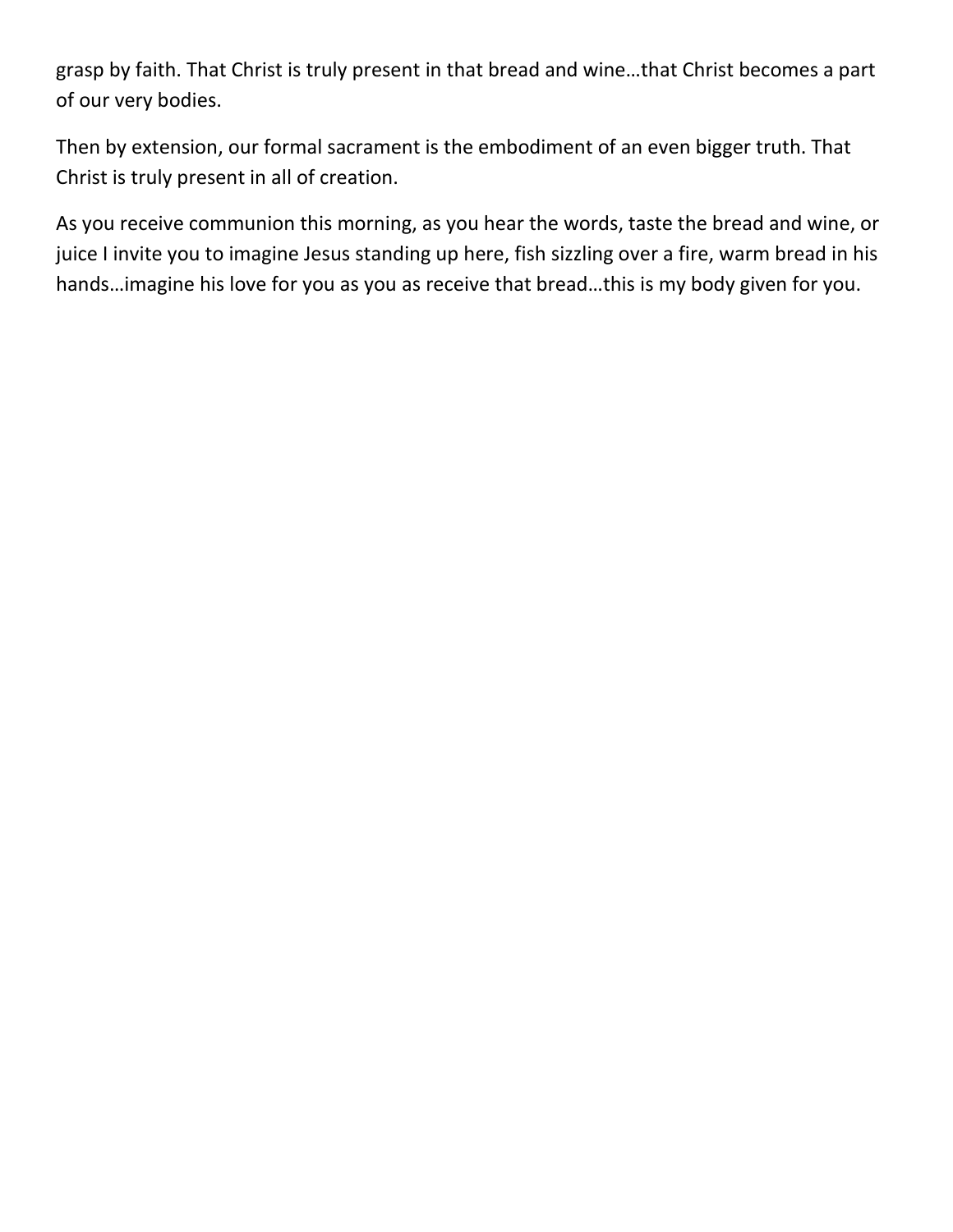grasp by faith. That Christ is truly present in that bread and wine…that Christ becomes a part of our very bodies.

Then by extension, our formal sacrament is the embodiment of an even bigger truth. That Christ is truly present in all of creation.

As you receive communion this morning, as you hear the words, taste the bread and wine, or juice I invite you to imagine Jesus standing up here, fish sizzling over a fire, warm bread in his hands…imagine his love for you as you as receive that bread…this is my body given for you.